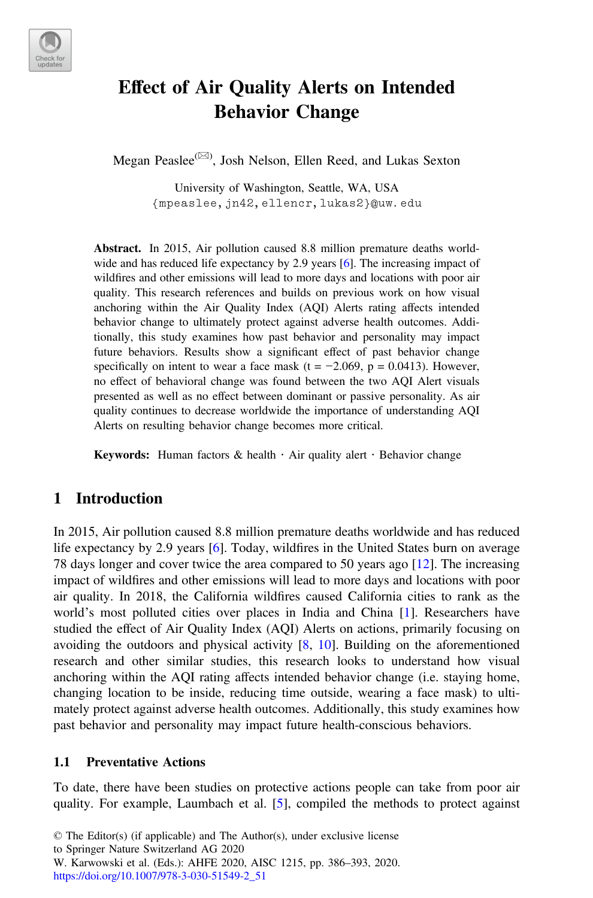# Effect of Air Quality Alerts on Intended Behavior Change

Megan Peaslee(✉), Josh Nelson, Ellen Reed, and Lukas Sexton

University of Washington, Seattle, WA, USA
{mpeaslee, jn42, ellencr, lukas2}@uw.edu

**Abstract.** In 2015, Air pollution caused 8.8 million premature deaths worldwide and has reduced life expectancy by 2.9 years [6]. The increasing impact of wildfires and other emissions will lead to more days and locations with poor air quality. This research references and builds on previous work on how visual anchoring within the Air Quality Index (AQI) Alerts rating affects intended behavior change to ultimately protect against adverse health outcomes. Additionally, this study examines how past behavior and personality may impact future behaviors. Results show a significant effect of past behavior change specifically on intent to wear a face mask ($t = -2.069$, $p = 0.0413$). However, no effect of behavioral change was found between the two AQI Alert visuals presented as well as no effect between dominant or passive personality. As air quality continues to decrease worldwide the importance of understanding AQI Alerts on resulting behavior change becomes more critical.

**Keywords:** Human factors & health · Air quality alert · Behavior change

## 1 Introduction

In 2015, Air pollution caused 8.8 million premature deaths worldwide and has reduced life expectancy by 2.9 years [6]. Today, wildfires in the United States burn on average 78 days longer and cover twice the area compared to 50 years ago [12]. The increasing impact of wildfires and other emissions will lead to more days and locations with poor air quality. In 2018, the California wildfires caused California cities to rank as the world's most polluted cities over places in India and China [1]. Researchers have studied the effect of Air Quality Index (AQI) Alerts on actions, primarily focusing on avoiding the outdoors and physical activity [8, 10]. Building on the aforementioned research and other similar studies, this research looks to understand how visual anchoring within the AQI rating affects intended behavior change (i.e. staying home, changing location to be inside, reducing time outside, wearing a face mask) to ultimately protect against adverse health outcomes. Additionally, this study examines how past behavior and personality may impact future health-conscious behaviors.

### 1.1 Preventative Actions

To date, there have been studies on protective actions people can take from poor air quality. For example, Laumbach et al. [5], compiled the methods to protect against

© The Editor(s) (if applicable) and The Author(s), under exclusive license to Springer Nature Switzerland AG 2020
W. Karwowski et al. (Eds.): AHFE 2020, AISC 1215, pp. 386–393, 2020.
https://doi.org/10.1007/978-3-030-51549-2_51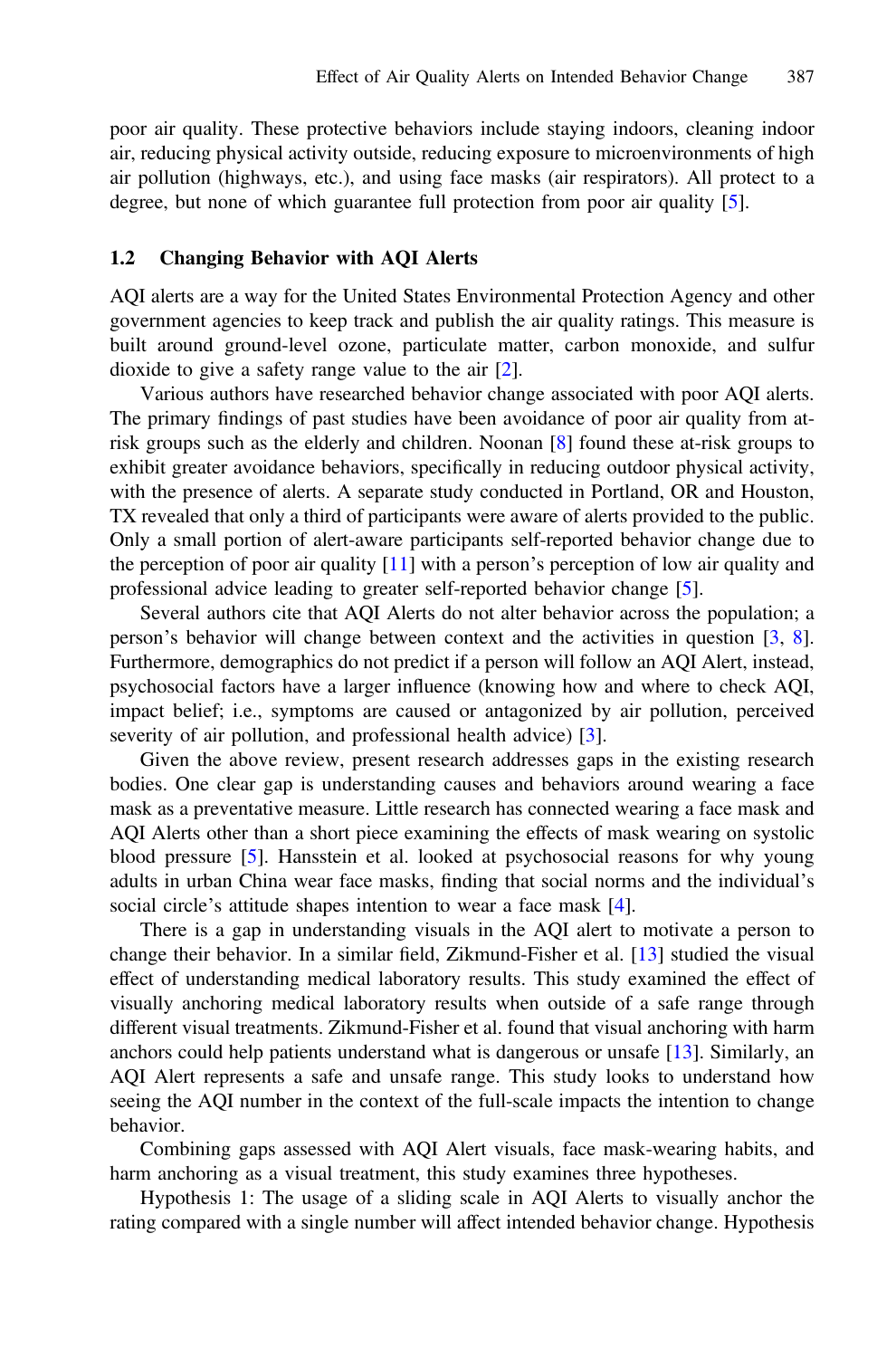poor air quality. These protective behaviors include staying indoors, cleaning indoor air, reducing physical activity outside, reducing exposure to microenvironments of high air pollution (highways, etc.), and using face masks (air respirators). All protect to a degree, but none of which guarantee full protection from poor air quality [5].

### 1.2 Changing Behavior with AQI Alerts

AQI alerts are a way for the United States Environmental Protection Agency and other government agencies to keep track and publish the air quality ratings. This measure is built around ground-level ozone, particulate matter, carbon monoxide, and sulfur dioxide to give a safety range value to the air [2].

Various authors have researched behavior change associated with poor AQI alerts. The primary findings of past studies have been avoidance of poor air quality from at-risk groups such as the elderly and children. Noonan [8] found these at-risk groups to exhibit greater avoidance behaviors, specifically in reducing outdoor physical activity, with the presence of alerts. A separate study conducted in Portland, OR and Houston, TX revealed that only a third of participants were aware of alerts provided to the public. Only a small portion of alert-aware participants self-reported behavior change due to the perception of poor air quality [11] with a person's perception of low air quality and professional advice leading to greater self-reported behavior change [5].

Several authors cite that AQI Alerts do not alter behavior across the population; a person's behavior will change between context and the activities in question [3, 8]. Furthermore, demographics do not predict if a person will follow an AQI Alert, instead, psychosocial factors have a larger influence (knowing how and where to check AQI, impact belief; i.e., symptoms are caused or antagonized by air pollution, perceived severity of air pollution, and professional health advice) [3].

Given the above review, present research addresses gaps in the existing research bodies. One clear gap is understanding causes and behaviors around wearing a face mask as a preventative measure. Little research has connected wearing a face mask and AQI Alerts other than a short piece examining the effects of mask wearing on systolic blood pressure [5]. Hansstein et al. looked at psychosocial reasons for why young adults in urban China wear face masks, finding that social norms and the individual's social circle's attitude shapes intention to wear a face mask [4].

There is a gap in understanding visuals in the AQI alert to motivate a person to change their behavior. In a similar field, Zikmund-Fisher et al. [13] studied the visual effect of understanding medical laboratory results. This study examined the effect of visually anchoring medical laboratory results when outside of a safe range through different visual treatments. Zikmund-Fisher et al. found that visual anchoring with harm anchors could help patients understand what is dangerous or unsafe [13]. Similarly, an AQI Alert represents a safe and unsafe range. This study looks to understand how seeing the AQI number in the context of the full-scale impacts the intention to change behavior.

Combining gaps assessed with AQI Alert visuals, face mask-wearing habits, and harm anchoring as a visual treatment, this study examines three hypotheses.

Hypothesis 1: The usage of a sliding scale in AQI Alerts to visually anchor the rating compared with a single number will affect intended behavior change. Hypothesis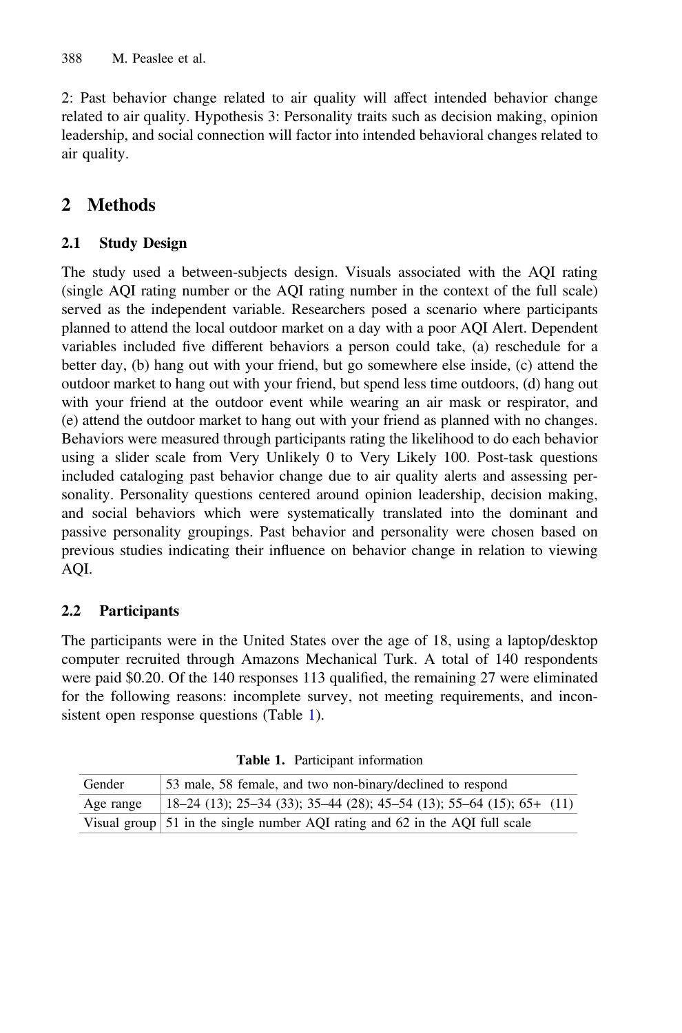2: Past behavior change related to air quality will affect intended behavior change related to air quality. Hypothesis 3: Personality traits such as decision making, opinion leadership, and social connection will factor into intended behavioral changes related to air quality.

## 2 Methods

### 2.1 Study Design

The study used a between-subjects design. Visuals associated with the AQI rating (single AQI rating number or the AQI rating number in the context of the full scale) served as the independent variable. Researchers posed a scenario where participants planned to attend the local outdoor market on a day with a poor AQI Alert. Dependent variables included five different behaviors a person could take, (a) reschedule for a better day, (b) hang out with your friend, but go somewhere else inside, (c) attend the outdoor market to hang out with your friend, but spend less time outdoors, (d) hang out with your friend at the outdoor event while wearing an air mask or respirator, and (e) attend the outdoor market to hang out with your friend as planned with no changes. Behaviors were measured through participants rating the likelihood to do each behavior using a slider scale from Very Unlikely 0 to Very Likely 100. Post-task questions included cataloging past behavior change due to air quality alerts and assessing personality. Personality questions centered around opinion leadership, decision making, and social behaviors which were systematically translated into the dominant and passive personality groupings. Past behavior and personality were chosen based on previous studies indicating their influence on behavior change in relation to viewing AQI.

### 2.2 Participants

The participants were in the United States over the age of 18, using a laptop/desktop computer recruited through Amazons Mechanical Turk. A total of 140 respondents were paid $0.20. Of the 140 responses 113 qualified, the remaining 27 were eliminated for the following reasons: incomplete survey, not meeting requirements, and inconsistent open response questions (Table 1).

**Table 1.** Participant information

| | |
|---|---|
| Gender | 53 male, 58 female, and two non-binary/declined to respond |
| Age range | 18–24 (13); 25–34 (33); 35–44 (28); 45–54 (13); 55–64 (15); 65+ (11) |
| Visual group | 51 in the single number AQI rating and 62 in the AQI full scale |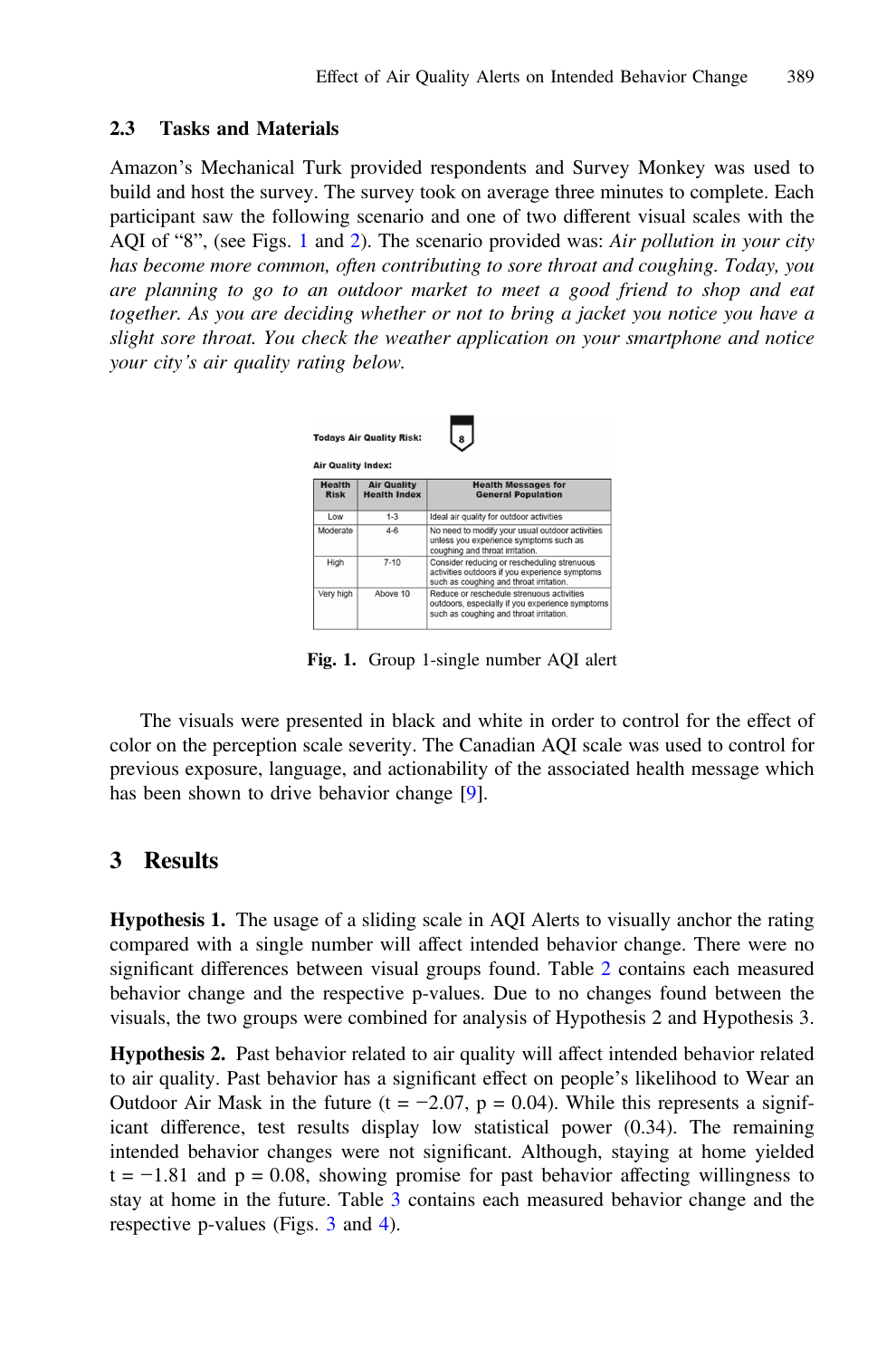### 2.3 Tasks and Materials

Amazon's Mechanical Turk provided respondents and Survey Monkey was used to build and host the survey. The survey took on average three minutes to complete. Each participant saw the following scenario and one of two different visual scales with the AQI of "8", (see Figs. 1 and 2). The scenario provided was: *Air pollution in your city has become more common, often contributing to sore throat and coughing. Today, you are planning to go to an outdoor market to meet a good friend to shop and eat together. As you are deciding whether or not to bring a jacket you notice you have a slight sore throat. You check the weather application on your smartphone and notice your city's air quality rating below.*

**Todays Air Quality Risk:** 8

**Air Quality Index:**

| Health Risk | Air Quality Health Index | Health Messages for General Population |
|---|---|---|
| Low | 1-3 | Ideal air quality for outdoor activities |
| Moderate | 4-6 | No need to modify your usual outdoor activities unless you experience symptoms such as coughing and throat irritation. |
| High | 7-10 | Consider reducing or rescheduling strenuous activities outdoors if you experience symptoms such as coughing and throat irritation. |
| Very high | Above 10 | Reduce or reschedule strenuous activities outdoors, especially if you experience symptoms such as coughing and throat irritation. |

**Fig. 1.** Group 1-single number AQI alert

The visuals were presented in black and white in order to control for the effect of color on the perception scale severity. The Canadian AQI scale was used to control for previous exposure, language, and actionability of the associated health message which has been shown to drive behavior change [9].

## 3 Results

**Hypothesis 1.** The usage of a sliding scale in AQI Alerts to visually anchor the rating compared with a single number will affect intended behavior change. There were no significant differences between visual groups found. Table 2 contains each measured behavior change and the respective p-values. Due to no changes found between the visuals, the two groups were combined for analysis of Hypothesis 2 and Hypothesis 3.

**Hypothesis 2.** Past behavior related to air quality will affect intended behavior related to air quality. Past behavior has a significant effect on people's likelihood to Wear an Outdoor Air Mask in the future ($t = -2.07$, $p = 0.04$). While this represents a significant difference, test results display low statistical power (0.34). The remaining intended behavior changes were not significant. Although, staying at home yielded $t = -1.81$ and $p = 0.08$, showing promise for past behavior affecting willingness to stay at home in the future. Table 3 contains each measured behavior change and the respective p-values (Figs. 3 and 4).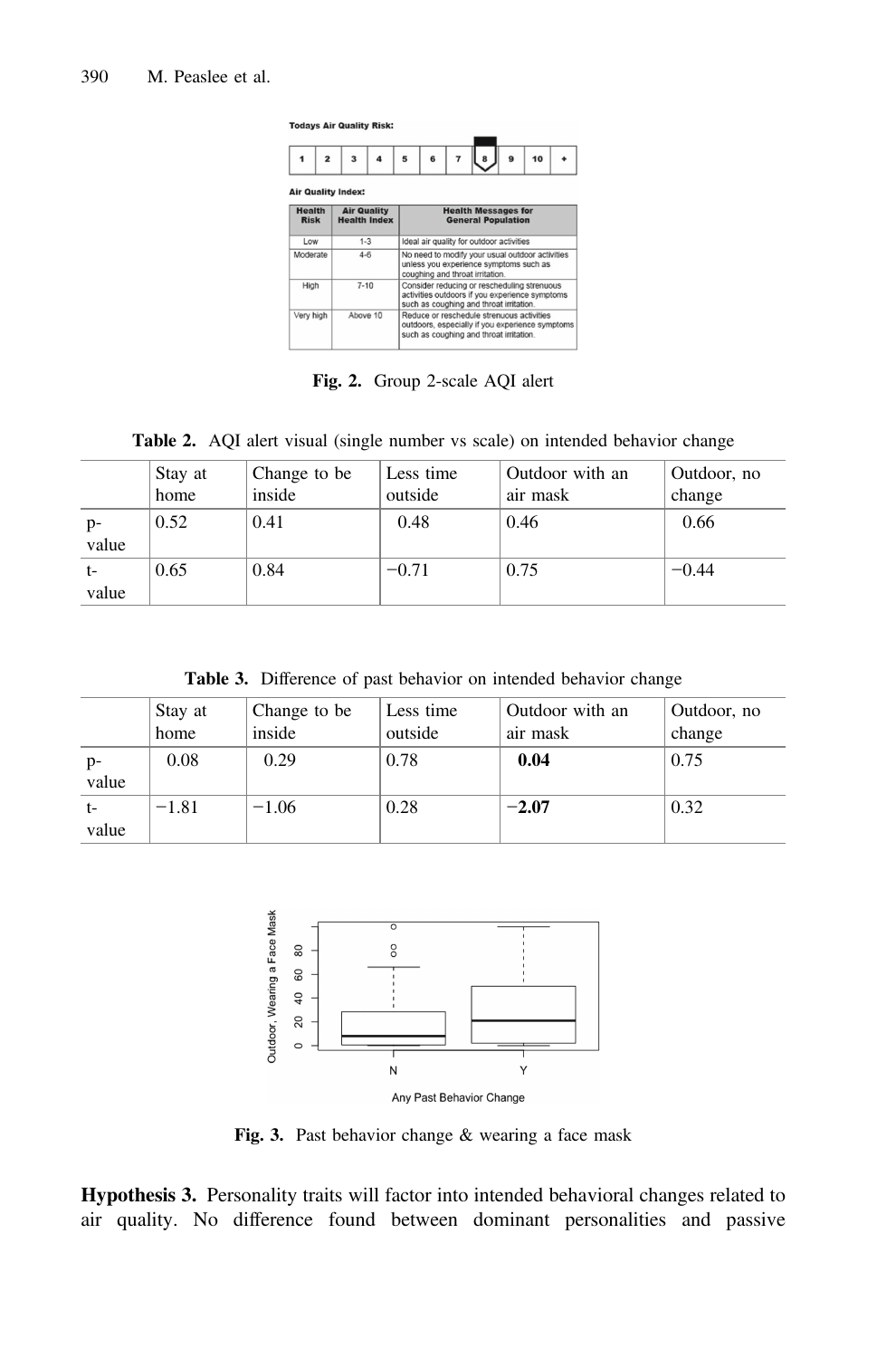**Fig. 2.** Group 2-scale AQI alert

**Table 2.** AQI alert visual (single number vs scale) on intended behavior change

| | Stay at home | Change to be inside | Less time outside | Outdoor with an air mask | Outdoor, no change |
|---|---|---|---|---|---|
| p-value | 0.52 | 0.41 | 0.48 | 0.46 | 0.66 |
| t-value | 0.65 | 0.84 | −0.71 | 0.75 | −0.44 |

**Table 3.** Difference of past behavior on intended behavior change

| | Stay at home | Change to be inside | Less time outside | Outdoor with an air mask | Outdoor, no change |
|---|---|---|---|---|---|
| p-value | 0.08 | 0.29 | 0.78 | **0.04** | 0.75 |
| t-value | −1.81 | −1.06 | 0.28 | **−2.07** | 0.32 |

**Fig. 3.** Past behavior change & wearing a face mask

**Hypothesis 3.** Personality traits will factor into intended behavioral changes related to air quality. No difference found between dominant personalities and passive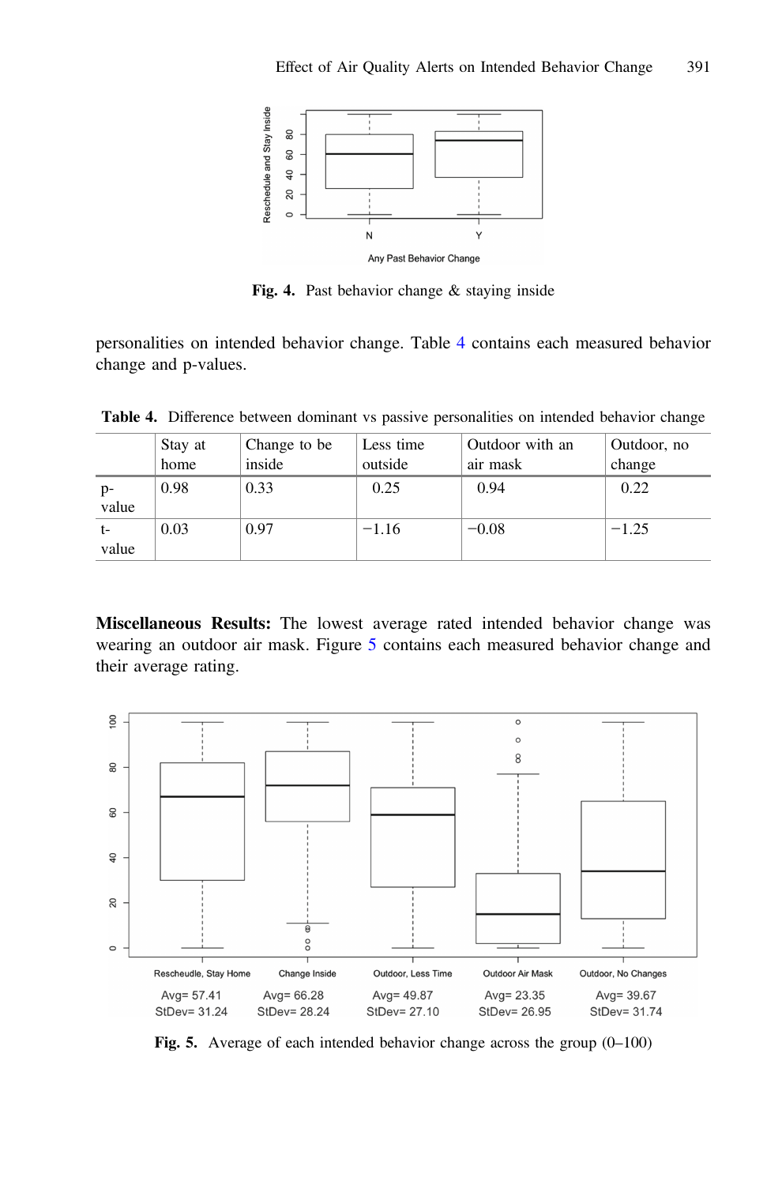Fig. 4. Past behavior change & staying inside

personalities on intended behavior change. Table 4 contains each measured behavior change and p-values.

**Table 4.** Difference between dominant vs passive personalities on intended behavior change

| | Stay at home | Change to be inside | Less time outside | Outdoor with an air mask | Outdoor, no change |
|---|---|---|---|---|---|
| p-value | 0.98 | 0.33 | 0.25 | 0.94 | 0.22 |
| t-value | 0.03 | 0.97 | −1.16 | −0.08 | −1.25 |

**Miscellaneous Results:** The lowest average rated intended behavior change was wearing an outdoor air mask. Figure 5 contains each measured behavior change and their average rating.

Fig. 5. Average of each intended behavior change across the group (0–100)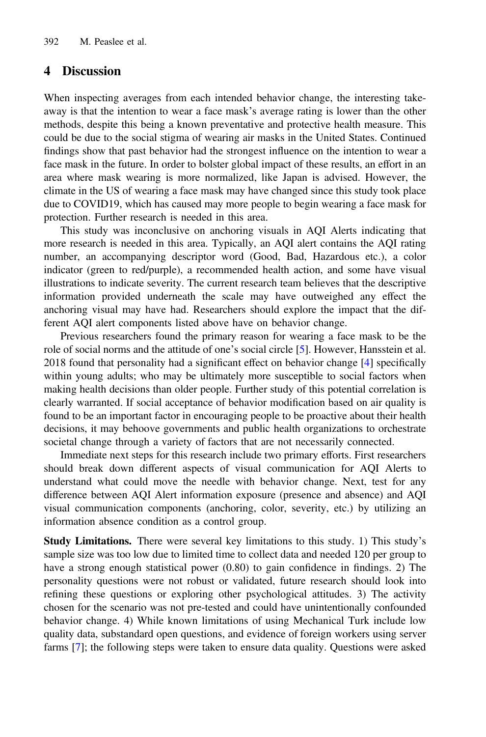## 4 Discussion

When inspecting averages from each intended behavior change, the interesting takeaway is that the intention to wear a face mask's average rating is lower than the other methods, despite this being a known preventative and protective health measure. This could be due to the social stigma of wearing air masks in the United States. Continued findings show that past behavior had the strongest influence on the intention to wear a face mask in the future. In order to bolster global impact of these results, an effort in an area where mask wearing is more normalized, like Japan is advised. However, the climate in the US of wearing a face mask may have changed since this study took place due to COVID19, which has caused may more people to begin wearing a face mask for protection. Further research is needed in this area.

This study was inconclusive on anchoring visuals in AQI Alerts indicating that more research is needed in this area. Typically, an AQI alert contains the AQI rating number, an accompanying descriptor word (Good, Bad, Hazardous etc.), a color indicator (green to red/purple), a recommended health action, and some have visual illustrations to indicate severity. The current research team believes that the descriptive information provided underneath the scale may have outweighed any effect the anchoring visual may have had. Researchers should explore the impact that the different AQI alert components listed above have on behavior change.

Previous researchers found the primary reason for wearing a face mask to be the role of social norms and the attitude of one's social circle [5]. However, Hansstein et al. 2018 found that personality had a significant effect on behavior change [4] specifically within young adults; who may be ultimately more susceptible to social factors when making health decisions than older people. Further study of this potential correlation is clearly warranted. If social acceptance of behavior modification based on air quality is found to be an important factor in encouraging people to be proactive about their health decisions, it may behoove governments and public health organizations to orchestrate societal change through a variety of factors that are not necessarily connected.

Immediate next steps for this research include two primary efforts. First researchers should break down different aspects of visual communication for AQI Alerts to understand what could move the needle with behavior change. Next, test for any difference between AQI Alert information exposure (presence and absence) and AQI visual communication components (anchoring, color, severity, etc.) by utilizing an information absence condition as a control group.

**Study Limitations.** There were several key limitations to this study. 1) This study's sample size was too low due to limited time to collect data and needed 120 per group to have a strong enough statistical power (0.80) to gain confidence in findings. 2) The personality questions were not robust or validated, future research should look into refining these questions or exploring other psychological attitudes. 3) The activity chosen for the scenario was not pre-tested and could have unintentionally confounded behavior change. 4) While known limitations of using Mechanical Turk include low quality data, substandard open questions, and evidence of foreign workers using server farms [7]; the following steps were taken to ensure data quality. Questions were asked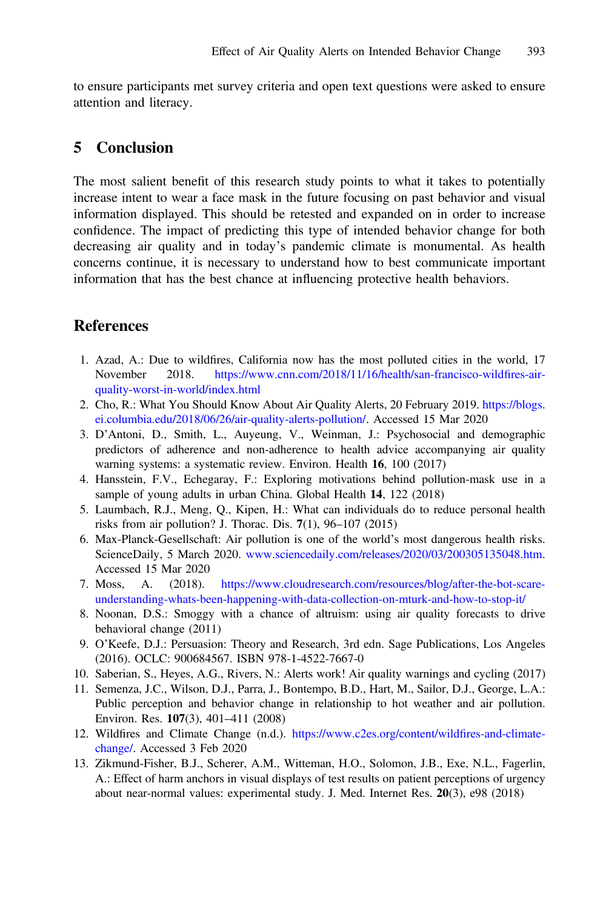to ensure participants met survey criteria and open text questions were asked to ensure attention and literacy.

## 5 Conclusion

The most salient benefit of this research study points to what it takes to potentially increase intent to wear a face mask in the future focusing on past behavior and visual information displayed. This should be retested and expanded on in order to increase confidence. The impact of predicting this type of intended behavior change for both decreasing air quality and in today's pandemic climate is monumental. As health concerns continue, it is necessary to understand how to best communicate important information that has the best chance at influencing protective health behaviors.

## References

1. Azad, A.: Due to wildfires, California now has the most polluted cities in the world, 17 November 2018. https://www.cnn.com/2018/11/16/health/san-francisco-wildfires-air-quality-worst-in-world/index.html
2. Cho, R.: What You Should Know About Air Quality Alerts, 20 February 2019. https://blogs.ei.columbia.edu/2018/06/26/air-quality-alerts-pollution/. Accessed 15 Mar 2020
3. D'Antoni, D., Smith, L., Auyeung, V., Weinman, J.: Psychosocial and demographic predictors of adherence and non-adherence to health advice accompanying air quality warning systems: a systematic review. Environ. Health **16**, 100 (2017)
4. Hansstein, F.V., Echegaray, F.: Exploring motivations behind pollution-mask use in a sample of young adults in urban China. Global Health **14**, 122 (2018)
5. Laumbach, R.J., Meng, Q., Kipen, H.: What can individuals do to reduce personal health risks from air pollution? J. Thorac. Dis. **7**(1), 96–107 (2015)
6. Max-Planck-Gesellschaft: Air pollution is one of the world's most dangerous health risks. ScienceDaily, 5 March 2020. www.sciencedaily.com/releases/2020/03/200305135048.htm. Accessed 15 Mar 2020
7. Moss, A. (2018). https://www.cloudresearch.com/resources/blog/after-the-bot-scare-understanding-whats-been-happening-with-data-collection-on-mturk-and-how-to-stop-it/
8. Noonan, D.S.: Smoggy with a chance of altruism: using air quality forecasts to drive behavioral change (2011)
9. O'Keefe, D.J.: Persuasion: Theory and Research, 3rd edn. Sage Publications, Los Angeles (2016). OCLC: 900684567. ISBN 978-1-4522-7667-0
10. Saberian, S., Heyes, A.G., Rivers, N.: Alerts work! Air quality warnings and cycling (2017)
11. Semenza, J.C., Wilson, D.J., Parra, J., Bontempo, B.D., Hart, M., Sailor, D.J., George, L.A.: Public perception and behavior change in relationship to hot weather and air pollution. Environ. Res. **107**(3), 401–411 (2008)
12. Wildfires and Climate Change (n.d.). https://www.c2es.org/content/wildfires-and-climate-change/. Accessed 3 Feb 2020
13. Zikmund-Fisher, B.J., Scherer, A.M., Witteman, H.O., Solomon, J.B., Exe, N.L., Fagerlin, A.: Effect of harm anchors in visual displays of test results on patient perceptions of urgency about near-normal values: experimental study. J. Med. Internet Res. **20**(3), e98 (2018)